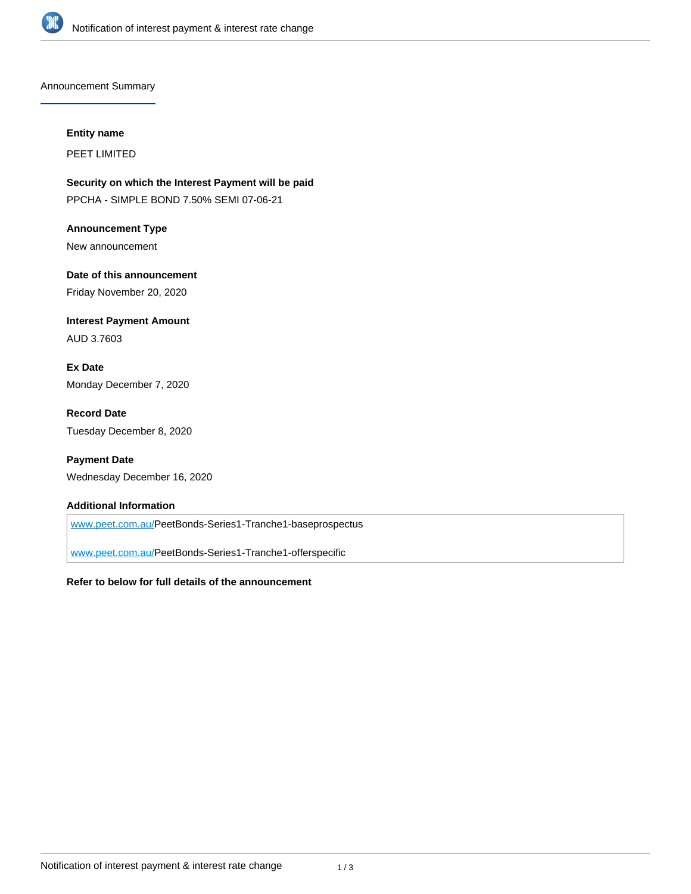## Announcement Summary

**Entity name**

PEET LIMITED

**Security on which the Interest Payment will be paid**

PPCHA - SIMPLE BOND 7.50% SEMI 07-06-21

**Announcement Type**

New announcement

**Date of this announcement**

Friday November 20, 2020

**Interest Payment Amount**

AUD 3.7603

**Ex Date**

Monday December 7, 2020

**Record Date**

Tuesday December 8, 2020

**Payment Date**

Wednesday December 16, 2020

**Additional Information**

www.peet.com.au/PeetBonds-Series1-Tranche1-baseprospectus

www.peet.com.au/PeetBonds-Series1-Tranche1-offerspecific

**Refer to below for full details of the announcement**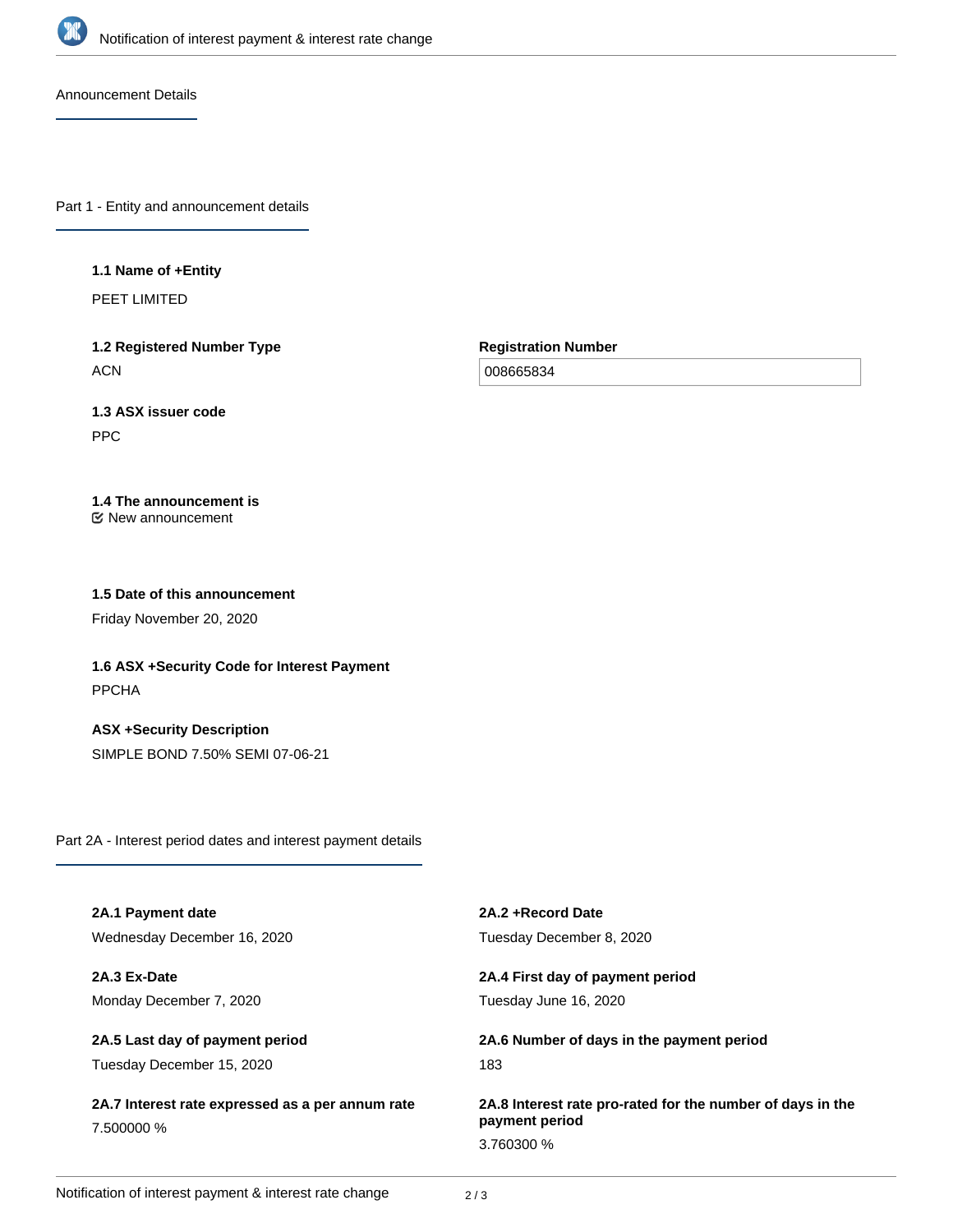# Notification of interest payment & interest rate change

## Announcement Details

### Part 1 - Entity and announcement details

**1.1 Name of +Entity**

PEET LIMITED

**1.2 Registered Number Type**

ACN

**Registration Number**

008665834

**1.3 ASX issuer code**

PPC

**1.4 The announcement is**

New announcement

**1.5 Date of this announcement**

Friday November 20, 2020

**1.6 ASX +Security Code for Interest Payment**

PPCHA

**ASX +Security Description**

SIMPLE BOND 7.50% SEMI 07-06-21

### Part 2A - Interest period dates and interest payment details

**2A.1 Payment date**

Wednesday December 16, 2020

**2A.2 +Record Date**

Tuesday December 8, 2020

**2A.3 Ex-Date**

Monday December 7, 2020

**2A.4 First day of payment period**

Tuesday June 16, 2020

**2A.5 Last day of payment period**

Tuesday December 15, 2020

**2A.6 Number of days in the payment period**

183

**2A.7 Interest rate expressed as a per annum rate**

7.500000 %

**2A.8 Interest rate pro-rated for the number of days in the payment period**

3.760300 %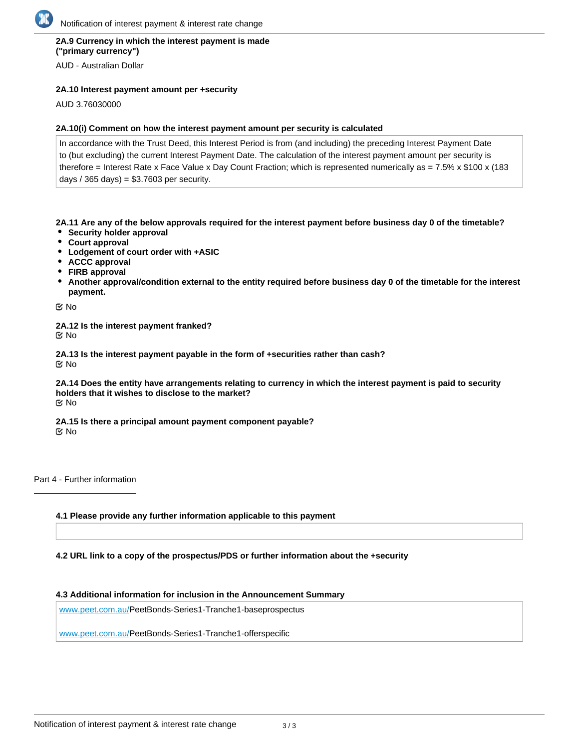**2A.9 Currency in which the interest payment is made ("primary currency")**

AUD - Australian Dollar

**2A.10 Interest payment amount per +security**

AUD 3.76030000

**2A.10(i) Comment on how the interest payment amount per security is calculated**

In accordance with the Trust Deed, this Interest Period is from (and including) the preceding Interest Payment Date to (but excluding) the current Interest Payment Date. The calculation of the interest payment amount per security is therefore = Interest Rate x Face Value x Day Count Fraction; which is represented numerically as = 7.5% x $100 x (183 days / 365 days) = $3.7603 per security.

**2A.11 Are any of the below approvals required for the interest payment before business day 0 of the timetable?**

- **Security holder approval**
- **Court approval**
- **Lodgement of court order with +ASIC**
- **ACCC approval**
- **FIRB approval**
- **Another approval/condition external to the entity required before business day 0 of the timetable for the interest payment.**

No

**2A.12 Is the interest payment franked?**

No

**2A.13 Is the interest payment payable in the form of +securities rather than cash?**

No

**2A.14 Does the entity have arrangements relating to currency in which the interest payment is paid to security holders that it wishes to disclose to the market?**

No

**2A.15 Is there a principal amount payment component payable?**

No

## Part 4 - Further information

**4.1 Please provide any further information applicable to this payment**

**4.2 URL link to a copy of the prospectus/PDS or further information about the +security**

**4.3 Additional information for inclusion in the Announcement Summary**

www.peet.com.au/PeetBonds-Series1-Tranche1-baseprospectus

www.peet.com.au/PeetBonds-Series1-Tranche1-offerspecific